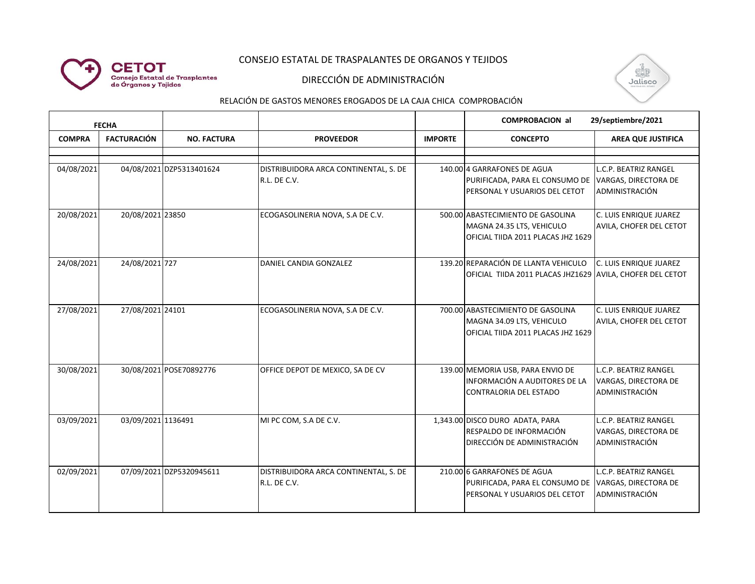CONSEJO ESTATAL DE TRASPALANTES DE ORGANOS Y TEJIDOS

DIRECCIÓN DE ADMINISTRACIÓN

RELACIÓN DE GASTOS MENORES EROGADOS DE LA CAJA CHICA COMPROBACIÓN

| FECHA | | | | | COMPROBACION al 29/septiembre/2021 | |
|---|---|---|---|---|---|---|
| **COMPRA** | **FACTURACIÓN** | **NO. FACTURA** | **PROVEEDOR** | **IMPORTE** | **CONCEPTO** | **AREA QUE JUSTIFICA** |
| 04/08/2021 | 04/08/2021 | DZP5313401624 | DISTRIBUIDORA ARCA CONTINENTAL, S. DE R.L. DE C.V. | 140.00 | 4 GARRAFONES DE AGUA PURIFICADA, PARA EL CONSUMO DE PERSONAL Y USUARIOS DEL CETOT | L.C.P. BEATRIZ RANGEL VARGAS, DIRECTORA DE ADMINISTRACIÓN |
| 20/08/2021 | 20/08/2021 | 23850 | ECOGASOLINERIA NOVA, S.A DE C.V. | 500.00 | ABASTECIMIENTO DE GASOLINA MAGNA 24.35 LTS, VEHICULO OFICIAL TIIDA 2011 PLACAS JHZ 1629 | C. LUIS ENRIQUE JUAREZ AVILA, CHOFER DEL CETOT |
| 24/08/2021 | 24/08/2021 | 727 | DANIEL CANDIA GONZALEZ | 139.20 | REPARACIÓN DE LLANTA VEHICULO OFICIAL TIIDA 2011 PLACAS JHZ1629 | C. LUIS ENRIQUE JUAREZ AVILA, CHOFER DEL CETOT |
| 27/08/2021 | 27/08/2021 | 24101 | ECOGASOLINERIA NOVA, S.A DE C.V. | 700.00 | ABASTECIMIENTO DE GASOLINA MAGNA 34.09 LTS, VEHICULO OFICIAL TIIDA 2011 PLACAS JHZ 1629 | C. LUIS ENRIQUE JUAREZ AVILA, CHOFER DEL CETOT |
| 30/08/2021 | 30/08/2021 | POSE70892776 | OFFICE DEPOT DE MEXICO, SA DE CV | 139.00 | MEMORIA USB, PARA ENVIO DE INFORMACIÓN A AUDITORES DE LA CONTRALORIA DEL ESTADO | L.C.P. BEATRIZ RANGEL VARGAS, DIRECTORA DE ADMINISTRACIÓN |
| 03/09/2021 | 03/09/2021 | 1136491 | MI PC COM, S.A DE C.V. | 1,343.00 | DISCO DURO ADATA, PARA RESPALDO DE INFORMACIÓN DIRECCIÓN DE ADMINISTRACIÓN | L.C.P. BEATRIZ RANGEL VARGAS, DIRECTORA DE ADMINISTRACIÓN |
| 02/09/2021 | 07/09/2021 | DZP5320945611 | DISTRIBUIDORA ARCA CONTINENTAL, S. DE R.L. DE C.V. | 210.00 | 6 GARRAFONES DE AGUA PURIFICADA, PARA EL CONSUMO DE PERSONAL Y USUARIOS DEL CETOT | L.C.P. BEATRIZ RANGEL VARGAS, DIRECTORA DE ADMINISTRACIÓN |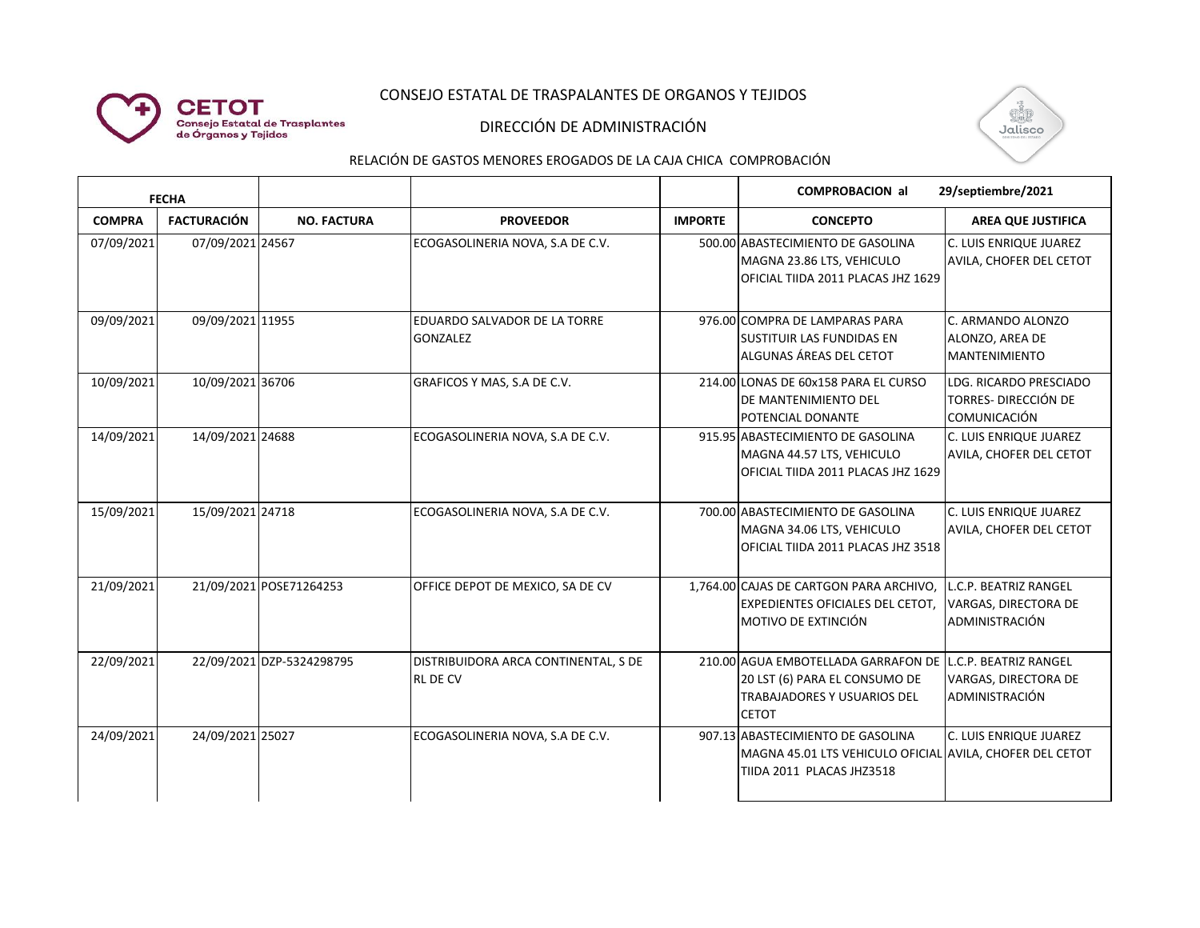CONSEJO ESTATAL DE TRASPALANTES DE ORGANOS Y TEJIDOS

DIRECCIÓN DE ADMINISTRACIÓN

RELACIÓN DE GASTOS MENORES EROGADOS DE LA CAJA CHICA COMPROBACIÓN

| FECHA | | | | | COMPROBACION al | 29/septiembre/2021 |
|---|---|---|---|---|---|---|
| **COMPRA** | **FACTURACIÓN** | **NO. FACTURA** | **PROVEEDOR** | **IMPORTE** | **CONCEPTO** | **AREA QUE JUSTIFICA** |
| 07/09/2021 | 07/09/2021 | 24567 | ECOGASOLINERIA NOVA, S.A DE C.V. | 500.00 | ABASTECIMIENTO DE GASOLINA MAGNA 23.86 LTS, VEHICULO OFICIAL TIIDA 2011 PLACAS JHZ 1629 | C. LUIS ENRIQUE JUAREZ AVILA, CHOFER DEL CETOT |
| 09/09/2021 | 09/09/2021 | 11955 | EDUARDO SALVADOR DE LA TORRE GONZALEZ | 976.00 | COMPRA DE LAMPARAS PARA SUSTITUIR LAS FUNDIDAS EN ALGUNAS ÁREAS DEL CETOT | C. ARMANDO ALONZO ALONZO, AREA DE MANTENIMIENTO |
| 10/09/2021 | 10/09/2021 | 36706 | GRAFICOS Y MAS, S.A DE C.V. | 214.00 | LONAS DE 60x158 PARA EL CURSO DE MANTENIMIENTO DEL POTENCIAL DONANTE | LDG. RICARDO PRESCIADO TORRES- DIRECCIÓN DE COMUNICACIÓN |
| 14/09/2021 | 14/09/2021 | 24688 | ECOGASOLINERIA NOVA, S.A DE C.V. | 915.95 | ABASTECIMIENTO DE GASOLINA MAGNA 44.57 LTS, VEHICULO OFICIAL TIIDA 2011 PLACAS JHZ 1629 | C. LUIS ENRIQUE JUAREZ AVILA, CHOFER DEL CETOT |
| 15/09/2021 | 15/09/2021 | 24718 | ECOGASOLINERIA NOVA, S.A DE C.V. | 700.00 | ABASTECIMIENTO DE GASOLINA MAGNA 34.06 LTS, VEHICULO OFICIAL TIIDA 2011 PLACAS JHZ 3518 | C. LUIS ENRIQUE JUAREZ AVILA, CHOFER DEL CETOT |
| 21/09/2021 | 21/09/2021 | POSE71264253 | OFFICE DEPOT DE MEXICO, SA DE CV | 1,764.00 | CAJAS DE CARTGON PARA ARCHIVO, EXPEDIENTES OFICIALES DEL CETOT, MOTIVO DE EXTINCIÓN | L.C.P. BEATRIZ RANGEL VARGAS, DIRECTORA DE ADMINISTRACIÓN |
| 22/09/2021 | 22/09/2021 | DZP-5324298795 | DISTRIBUIDORA ARCA CONTINENTAL, S DE RL DE CV | 210.00 | AGUA EMBOTELLADA GARRAFON DE 20 LST (6) PARA EL CONSUMO DE TRABAJADORES Y USUARIOS DEL CETOT | L.C.P. BEATRIZ RANGEL VARGAS, DIRECTORA DE ADMINISTRACIÓN |
| 24/09/2021 | 24/09/2021 | 25027 | ECOGASOLINERIA NOVA, S.A DE C.V. | 907.13 | ABASTECIMIENTO DE GASOLINA MAGNA 45.01 LTS VEHICULO OFICIAL TIIDA 2011 PLACAS JHZ3518 | C. LUIS ENRIQUE JUAREZ AVILA, CHOFER DEL CETOT |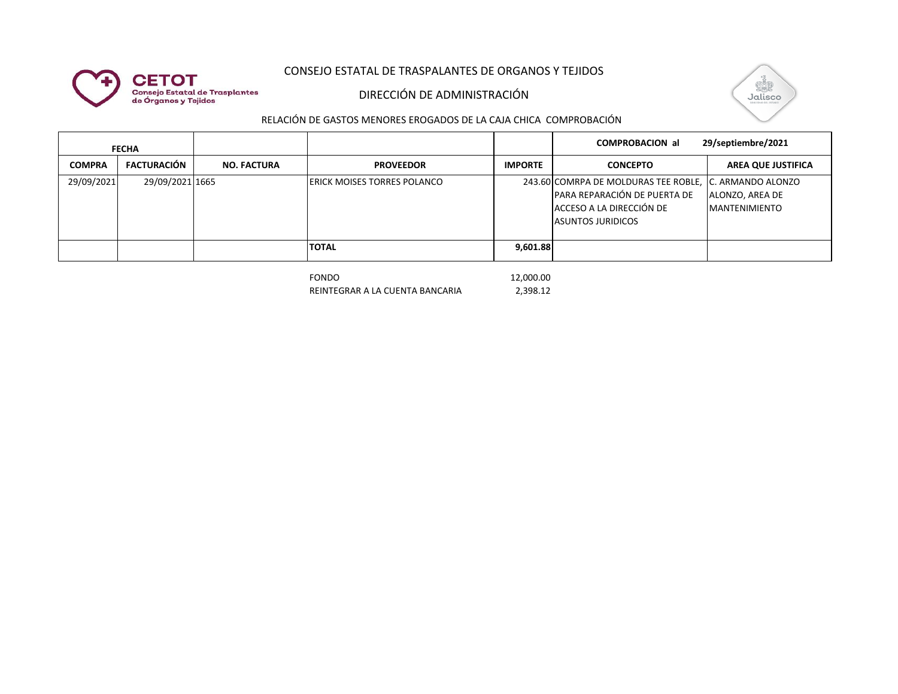CONSEJO ESTATAL DE TRASPALANTES DE ORGANOS Y TEJIDOS

DIRECCIÓN DE ADMINISTRACIÓN

RELACIÓN DE GASTOS MENORES EROGADOS DE LA CAJA CHICA COMPROBACIÓN

| FECHA | | | | | COMPROBACION al | 29/septiembre/2021 |
|---|---|---|---|---|---|---|
| **COMPRA** | **FACTURACIÓN** | **NO. FACTURA** | **PROVEEDOR** | **IMPORTE** | **CONCEPTO** | **AREA QUE JUSTIFICA** |
| 29/09/2021 | 29/09/2021 | 1665 | ERICK MOISES TORRES POLANCO | 243.60 | COMRPA DE MOLDURAS TEE ROBLE, PARA REPARACIÓN DE PUERTA DE ACCESO A LA DIRECCIÓN DE ASUNTOS JURIDICOS | C. ARMANDO ALONZO ALONZO, AREA DE MANTENIMIENTO |
| | | | **TOTAL** | **9,601.88** | | |

| | |
|---|---|
| FONDO | 12,000.00 |
| REINTEGRAR A LA CUENTA BANCARIA | 2,398.12 |